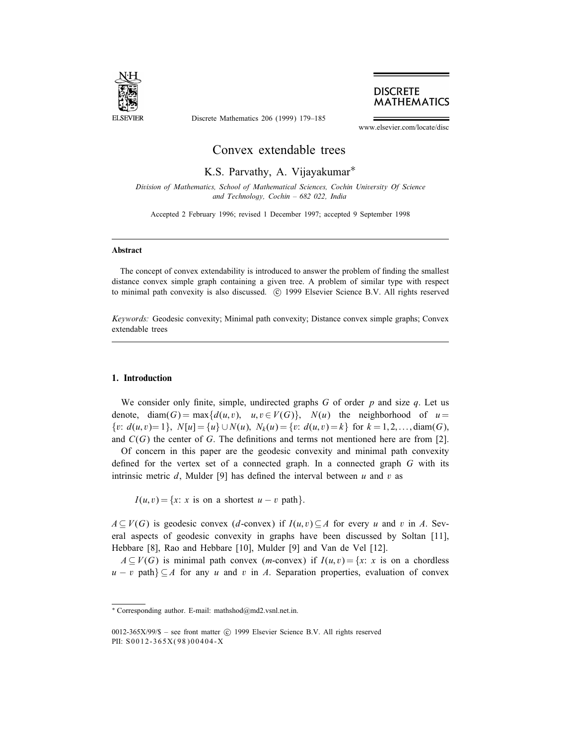# Convex extendable trees

K.S. Parvathy, A. Vijayakumar*

*Division of Mathematics, School of Mathematical Sciences, Cochin University Of Science and Technology, Cochin – 682 022, India*

Accepted 2 February 1996; revised 1 December 1997; accepted 9 September 1998

### Abstract

The concept of convex extendability is introduced to answer the problem of finding the smallest distance convex simple graph containing a given tree. A problem of similar type with respect to minimal path convexity is also discussed. © 1999 Elsevier Science B.V. All rights reserved

*Keywords:* Geodesic convexity; Minimal path convexity; Distance convex simple graphs; Convex extendable trees

## 1. Introduction

We consider only finite, simple, undirected graphs $G$ of order $p$ and size $q$. Let us denote, $\mathrm{diam}(G) = \max\{d(u,v),\ \ u,v \in V(G)\}$, $N(u)$ the neighborhood of $u = \{v\colon d(u,v)=1\}$, $N[u] = \{u\} \cup N(u)$, $N_k(u) = \{v\colon d(u,v)=k\}$ for $k = 1,2,\ldots,\mathrm{diam}(G)$, and $C(G)$ the center of $G$. The definitions and terms not mentioned here are from [2].

Of concern in this paper are the geodesic convexity and minimal path convexity defined for the vertex set of a connected graph. In a connected graph $G$ with its intrinsic metric $d$, Mulder [9] has defined the interval between $u$ and $v$ as

$$I(u,v) = \{x\colon x \text{ is on a shortest } u - v \text{ path}\}.$$

$A \subseteq V(G)$ is geodesic convex ($d$-convex) if $I(u,v) \subseteq A$ for every $u$ and $v$ in $A$. Several aspects of geodesic convexity in graphs have been discussed by Soltan [11], Hebbare [8], Rao and Hebbare [10], Mulder [9] and Van de Vel [12].

$A \subseteq V(G)$ is minimal path convex ($m$-convex) if $I(u,v) = \{x\colon x$ is on a chordless $u - v$ path$\} \subseteq A$ for any $u$ and $v$ in $A$. Separation properties, evaluation of convex

---

* Corresponding author. E-mail: mathshod@md2.vsnl.net.in.

0012-365X/99/$ – see front matter © 1999 Elsevier Science B.V. All rights reserved
PII: S0012-365X(98)00404-X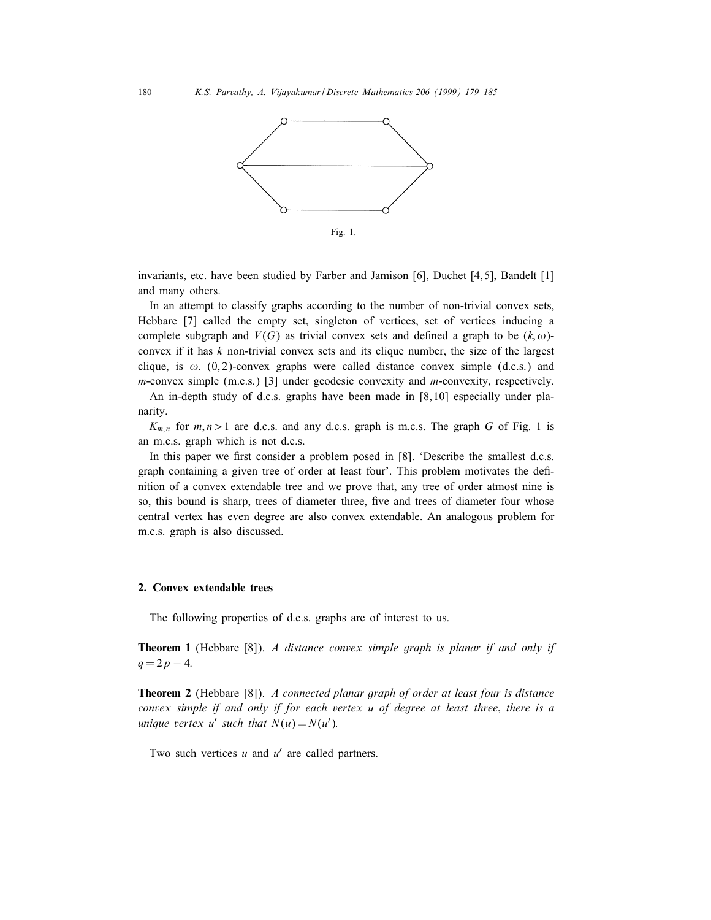Fig. 1.

invariants, etc. have been studied by Farber and Jamison [6], Duchet [4,5], Bandelt [1] and many others.

In an attempt to classify graphs according to the number of non-trivial convex sets, Hebbare [7] called the empty set, singleton of vertices, set of vertices inducing a complete subgraph and $V(G)$ as trivial convex sets and defined a graph to be $(k,\omega)$-convex if it has $k$ non-trivial convex sets and its clique number, the size of the largest clique, is $\omega$. $(0,2)$-convex graphs were called distance convex simple (d.c.s.) and $m$-convex simple (m.c.s.) [3] under geodesic convexity and $m$-convexity, respectively.

An in-depth study of d.c.s. graphs have been made in [8,10] especially under planarity.

$K_{m,n}$ for $m,n>1$ are d.c.s. and any d.c.s. graph is m.c.s. The graph $G$ of Fig. 1 is an m.c.s. graph which is not d.c.s.

In this paper we first consider a problem posed in [8]. 'Describe the smallest d.c.s. graph containing a given tree of order at least four'. This problem motivates the definition of a convex extendable tree and we prove that, any tree of order atmost nine is so, this bound is sharp, trees of diameter three, five and trees of diameter four whose central vertex has even degree are also convex extendable. An analogous problem for m.c.s. graph is also discussed.

## 2. Convex extendable trees

The following properties of d.c.s. graphs are of interest to us.

**Theorem 1** (Hebbare [8]). *A distance convex simple graph is planar if and only if* $q=2p-4$.

**Theorem 2** (Hebbare [8]). *A connected planar graph of order at least four is distance convex simple if and only if for each vertex* $u$ *of degree at least three, there is a unique vertex* $u'$ *such that* $N(u)=N(u')$.

Two such vertices $u$ and $u'$ are called partners.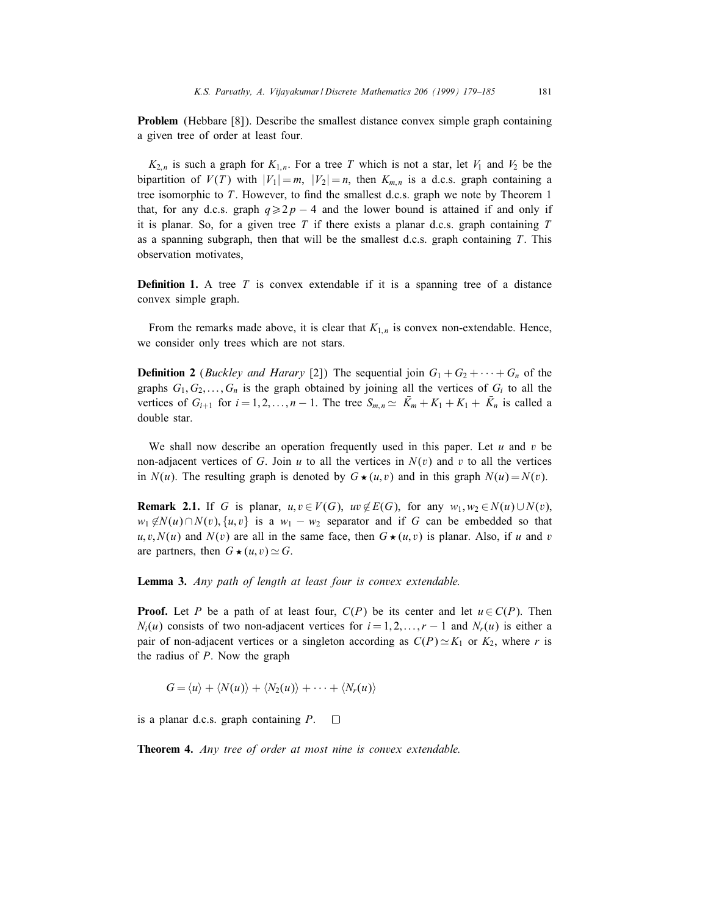**Problem** (Hebbare [8]). Describe the smallest distance convex simple graph containing a given tree of order at least four.

$K_{2,n}$ is such a graph for $K_{1,n}$. For a tree $T$ which is not a star, let $V_1$ and $V_2$ be the bipartition of $V(T)$ with $|V_1| = m$, $|V_2| = n$, then $K_{m,n}$ is a d.c.s. graph containing a tree isomorphic to $T$. However, to find the smallest d.c.s. graph we note by Theorem 1 that, for any d.c.s. graph $q \geqslant 2p - 4$ and the lower bound is attained if and only if it is planar. So, for a given tree $T$ if there exists a planar d.c.s. graph containing $T$ as a spanning subgraph, then that will be the smallest d.c.s. graph containing $T$. This observation motivates,

**Definition 1.** A tree $T$ is convex extendable if it is a spanning tree of a distance convex simple graph.

From the remarks made above, it is clear that $K_{1,n}$ is convex non-extendable. Hence, we consider only trees which are not stars.

**Definition 2** (*Buckley and Harary* [2]) The sequential join $G_1 + G_2 + \cdots + G_n$ of the graphs $G_1, G_2, \ldots, G_n$ is the graph obtained by joining all the vertices of $G_i$ to all the vertices of $G_{i+1}$ for $i = 1, 2, \ldots, n-1$. The tree $S_{m,n} \simeq \bar{K}_m + K_1 + K_1 + \bar{K}_n$ is called a double star.

We shall now describe an operation frequently used in this paper. Let $u$ and $v$ be non-adjacent vertices of $G$. Join $u$ to all the vertices in $N(v)$ and $v$ to all the vertices in $N(u)$. The resulting graph is denoted by $G \star (u, v)$ and in this graph $N(u) = N(v)$.

**Remark 2.1.** If $G$ is planar, $u, v \in V(G)$, $uv \notin E(G)$, for any $w_1, w_2 \in N(u) \cup N(v)$, $w_1 \notin N(u) \cap N(v)$, $\{u, v\}$ is a $w_1 - w_2$ separator and if $G$ can be embedded so that $u, v, N(u)$ and $N(v)$ are all in the same face, then $G \star (u, v)$ is planar. Also, if $u$ and $v$ are partners, then $G \star (u, v) \simeq G$.

**Lemma 3.** *Any path of length at least four is convex extendable.*

**Proof.** Let $P$ be a path of at least four, $C(P)$ be its center and let $u \in C(P)$. Then $N_i(u)$ consists of two non-adjacent vertices for $i = 1, 2, \ldots, r-1$ and $N_r(u)$ is either a pair of non-adjacent vertices or a singleton according as $C(P) \simeq K_1$ or $K_2$, where $r$ is the radius of $P$. Now the graph

$$G = \langle u \rangle + \langle N(u) \rangle + \langle N_2(u) \rangle + \cdots + \langle N_r(u) \rangle$$

is a planar d.c.s. graph containing $P$. $\square$

**Theorem 4.** *Any tree of order at most nine is convex extendable.*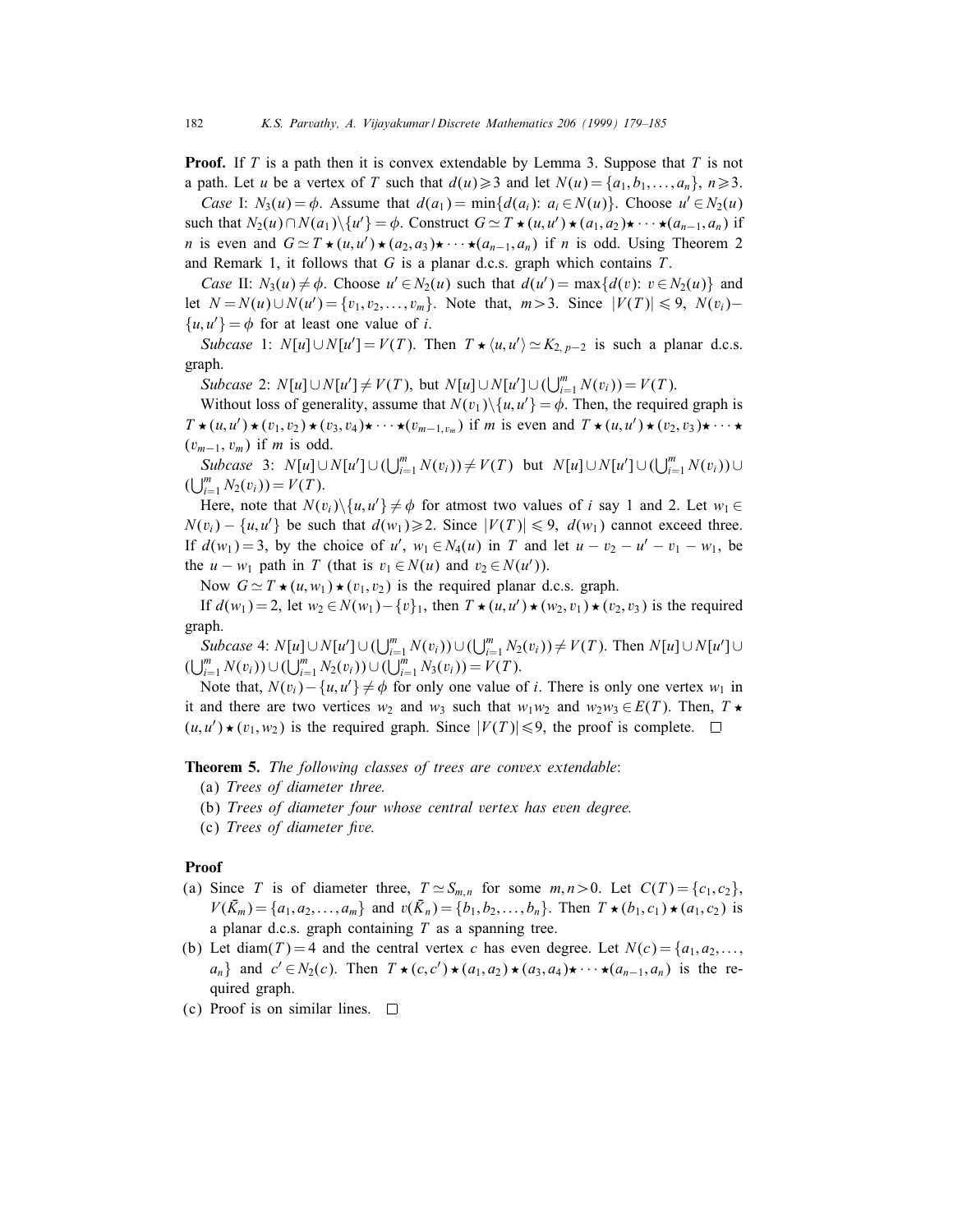**Proof.** If $T$ is a path then it is convex extendable by Lemma 3. Suppose that $T$ is not a path. Let $u$ be a vertex of $T$ such that $d(u) \geqslant 3$ and let $N(u) = \{a_1, b_1, \ldots, a_n\}$, $n \geqslant 3$.

*Case* I: $N_3(u) = \phi$. Assume that $d(a_1) = \min\{d(a_i)\colon a_i \in N(u)\}$. Choose $u' \in N_2(u)$ such that $N_2(u) \cap N(a_1) \backslash \{u'\} = \phi$. Construct $G \simeq T \star (u, u') \star (a_1, a_2) \star \cdots \star (a_{n-1}, a_n)$ if $n$ is even and $G \simeq T \star (u, u') \star (a_2, a_3) \star \cdots \star (a_{n-1}, a_n)$ if $n$ is odd. Using Theorem 2 and Remark 1, it follows that $G$ is a planar d.c.s. graph which contains $T$.

*Case* II: $N_3(u) \neq \phi$. Choose $u' \in N_2(u)$ such that $d(u') = \max\{d(v)\colon v \in N_2(u)\}$ and let $N = N(u) \cup N(u') = \{v_1, v_2, \ldots, v_m\}$. Note that, $m > 3$. Since $|V(T)| \leqslant 9$, $N(v_i) - \{u, u'\} = \phi$ for at least one value of $i$.

*Subcase* 1: $N[u] \cup N[u'] = V(T)$. Then $T \star \langle u, u' \rangle \simeq K_{2,\, p-2}$ is such a planar d.c.s. graph.

*Subcase* 2: $N[u] \cup N[u'] \neq V(T)$, but $N[u] \cup N[u'] \cup (\bigcup_{i=1}^{m} N(v_i)) = V(T)$.

Without loss of generality, assume that $N(v_1) \backslash \{u, u'\} = \phi$. Then, the required graph is $T \star (u, u') \star (v_1, v_2) \star (v_3, v_4) \star \cdots \star (v_{m-1, v_m})$ if $m$ is even and $T \star (u, u') \star (v_2, v_3) \star \cdots \star (v_{m-1}, v_m)$ if $m$ is odd.

*Subcase* 3: $N[u] \cup N[u'] \cup (\bigcup_{i=1}^{m} N(v_i)) \neq V(T)$ but $N[u] \cup N[u'] \cup (\bigcup_{i=1}^{m} N(v_i)) \cup (\bigcup_{i=1}^{m} N_2(v_i)) = V(T)$.

Here, note that $N(v_i) \backslash \{u, u'\} \neq \phi$ for atmost two values of $i$ say 1 and 2. Let $w_1 \in N(v_i) - \{u, u'\}$ be such that $d(w_1) \geqslant 2$. Since $|V(T)| \leqslant 9$, $d(w_1)$ cannot exceed three. If $d(w_1) = 3$, by the choice of $u'$, $w_1 \in N_4(u)$ in $T$ and let $u - v_2 - u' - v_1 - w_1$, be the $u - w_1$ path in $T$ (that is $v_1 \in N(u)$ and $v_2 \in N(u')$).

Now $G \simeq T \star (u, w_1) \star (v_1, v_2)$ is the required planar d.c.s. graph.

If $d(w_1) = 2$, let $w_2 \in N(w_1) - \{v\}_1$, then $T \star (u, u') \star (w_2, v_1) \star (v_2, v_3)$ is the required graph.

*Subcase* 4: $N[u] \cup N[u'] \cup (\bigcup_{i=1}^{m} N(v_i)) \cup (\bigcup_{i=1}^{m} N_2(v_i)) \neq V(T)$. Then $N[u] \cup N[u'] \cup (\bigcup_{i=1}^{m} N(v_i)) \cup (\bigcup_{i=1}^{m} N_2(v_i)) \cup (\bigcup_{i=1}^{m} N_3(v_i)) = V(T)$.

Note that, $N(v_i) - \{u, u'\} \neq \phi$ for only one value of $i$. There is only one vertex $w_1$ in it and there are two vertices $w_2$ and $w_3$ such that $w_1 w_2$ and $w_2 w_3 \in E(T)$. Then, $T \star (u, u') \star (v_1, w_2)$ is the required graph. Since $|V(T)| \leqslant 9$, the proof is complete. $\square$

**Theorem 5.** *The following classes of trees are convex extendable*:

(a) *Trees of diameter three.*

(b) *Trees of diameter four whose central vertex has even degree.*

(c) *Trees of diameter five.*

**Proof**

(a) Since $T$ is of diameter three, $T \simeq S_{m,n}$ for some $m, n > 0$. Let $C(T) = \{c_1, c_2\}$, $V(\bar{K}_m) = \{a_1, a_2, \ldots, a_m\}$ and $v(\bar{K}_n) = \{b_1, b_2, \ldots, b_n\}$. Then $T \star (b_1, c_1) \star (a_1, c_2)$ is a planar d.c.s. graph containing $T$ as a spanning tree.

(b) Let $\text{diam}(T) = 4$ and the central vertex $c$ has even degree. Let $N(c) = \{a_1, a_2, \ldots, a_n\}$ and $c' \in N_2(c)$. Then $T \star (c, c') \star (a_1, a_2) \star (a_3, a_4) \star \cdots \star (a_{n-1}, a_n)$ is the required graph.

(c) Proof is on similar lines. $\square$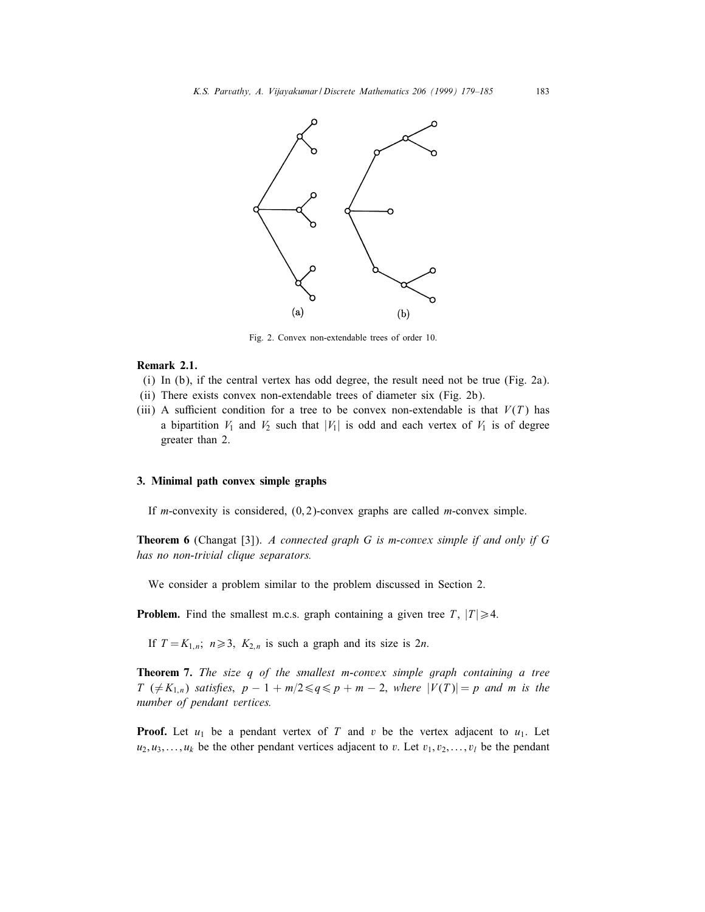Fig. 2. Convex non-extendable trees of order 10.

**Remark 2.1.**

(i) In (b), if the central vertex has odd degree, the result need not be true (Fig. 2a).

(ii) There exists convex non-extendable trees of diameter six (Fig. 2b).

(iii) A sufficient condition for a tree to be convex non-extendable is that $V(T)$ has a bipartition $V_1$ and $V_2$ such that $|V_1|$ is odd and each vertex of $V_1$ is of degree greater than 2.

## 3. Minimal path convex simple graphs

If *m*-convexity is considered, $(0,2)$-convex graphs are called *m*-convex simple.

**Theorem 6** (Changat [3]). *A connected graph G is m-convex simple if and only if G has no non-trivial clique separators.*

We consider a problem similar to the problem discussed in Section 2.

**Problem.** Find the smallest m.c.s. graph containing a given tree $T$, $|T| \geqslant 4$.

If $T = K_{1,n}$; $n \geqslant 3$, $K_{2,n}$ is such a graph and its size is $2n$.

**Theorem 7.** *The size q of the smallest m-convex simple graph containing a tree $T$ $(\neq K_{1,n})$ satisfies, $p - 1 + m/2 \leqslant q \leqslant p + m - 2$, where $|V(T)| = p$ and m is the number of pendant vertices.*

**Proof.** Let $u_1$ be a pendant vertex of $T$ and $v$ be the vertex adjacent to $u_1$. Let $u_2, u_3, \ldots, u_k$ be the other pendant vertices adjacent to $v$. Let $v_1, v_2, \ldots, v_l$ be the pendant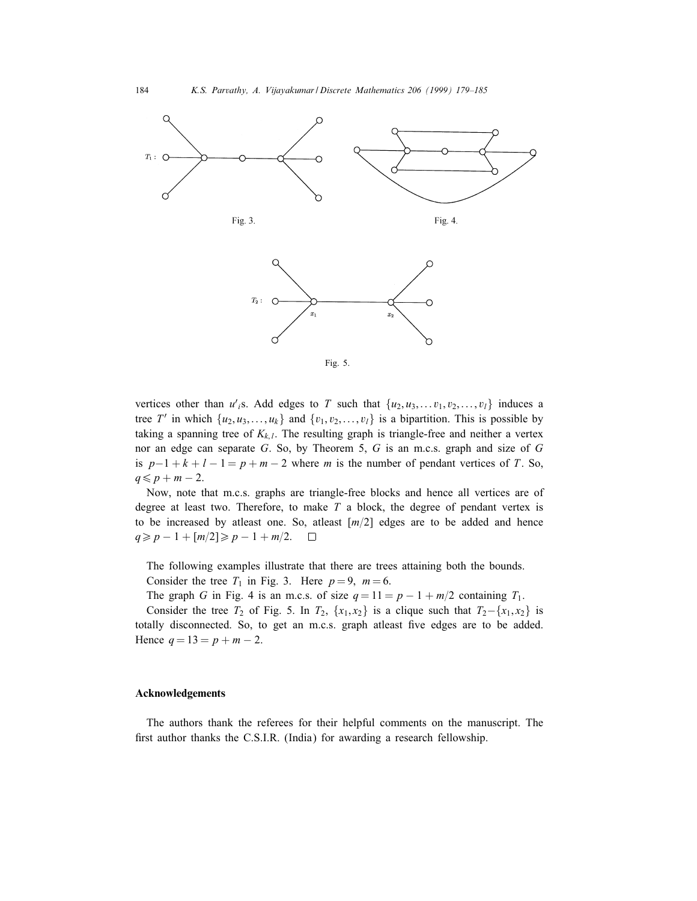Fig. 3.

Fig. 4.

Fig. 5.

vertices other than $u'_i$s. Add edges to $T$ such that $\{u_2, u_3, \ldots v_1, v_2, \ldots, v_l\}$ induces a tree $T'$ in which $\{u_2, u_3, \ldots, u_k\}$ and $\{v_1, v_2, \ldots, v_l\}$ is a bipartition. This is possible by taking a spanning tree of $K_{k,l}$. The resulting graph is triangle-free and neither a vertex nor an edge can separate $G$. So, by Theorem 5, $G$ is an m.c.s. graph and size of $G$ is $p-1+k+l-1 = p+m-2$ where $m$ is the number of pendant vertices of $T$. So, $q \leqslant p+m-2$.

Now, note that m.c.s. graphs are triangle-free blocks and hence all vertices are of degree at least two. Therefore, to make $T$ a block, the degree of pendant vertex is to be increased by atleast one. So, atleast $[m/2]$ edges are to be added and hence $q \geqslant p-1+[m/2] \geqslant p-1+m/2$. □

The following examples illustrate that there are trees attaining both the bounds.

Consider the tree $T_1$ in Fig. 3. Here $p = 9$, $m = 6$.

The graph $G$ in Fig. 4 is an m.c.s. of size $q = 11 = p-1+m/2$ containing $T_1$.

Consider the tree $T_2$ of Fig. 5. In $T_2$, $\{x_1, x_2\}$ is a clique such that $T_2 - \{x_1, x_2\}$ is totally disconnected. So, to get an m.c.s. graph atleast five edges are to be added. Hence $q = 13 = p+m-2$.

## Acknowledgements

The authors thank the referees for their helpful comments on the manuscript. The first author thanks the C.S.I.R. (India) for awarding a research fellowship.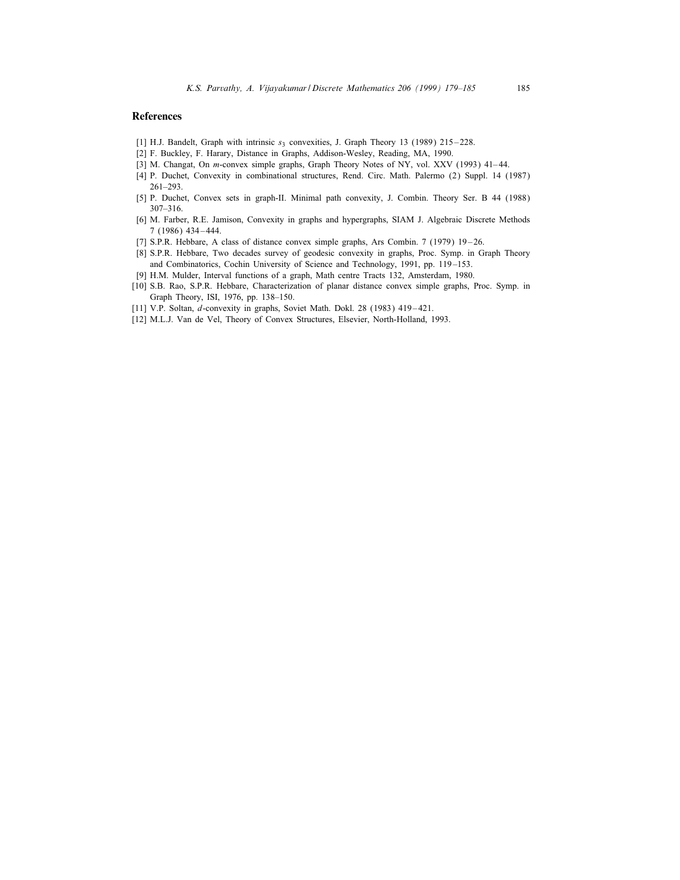## References

[1] H.J. Bandelt, Graph with intrinsic $s_3$ convexities, J. Graph Theory 13 (1989) 215–228.

[2] F. Buckley, F. Harary, Distance in Graphs, Addison-Wesley, Reading, MA, 1990.

[3] M. Changat, On *m*-convex simple graphs, Graph Theory Notes of NY, vol. XXV (1993) 41–44.

[4] P. Duchet, Convexity in combinational structures, Rend. Circ. Math. Palermo (2) Suppl. 14 (1987) 261–293.

[5] P. Duchet, Convex sets in graph-II. Minimal path convexity, J. Combin. Theory Ser. B 44 (1988) 307–316.

[6] M. Farber, R.E. Jamison, Convexity in graphs and hypergraphs, SIAM J. Algebraic Discrete Methods 7 (1986) 434–444.

[7] S.P.R. Hebbare, A class of distance convex simple graphs, Ars Combin. 7 (1979) 19–26.

[8] S.P.R. Hebbare, Two decades survey of geodesic convexity in graphs, Proc. Symp. in Graph Theory and Combinatorics, Cochin University of Science and Technology, 1991, pp. 119–153.

[9] H.M. Mulder, Interval functions of a graph, Math centre Tracts 132, Amsterdam, 1980.

[10] S.B. Rao, S.P.R. Hebbare, Characterization of planar distance convex simple graphs, Proc. Symp. in Graph Theory, ISI, 1976, pp. 138–150.

[11] V.P. Soltan, *d*-convexity in graphs, Soviet Math. Dokl. 28 (1983) 419–421.

[12] M.L.J. Van de Vel, Theory of Convex Structures, Elsevier, North-Holland, 1993.